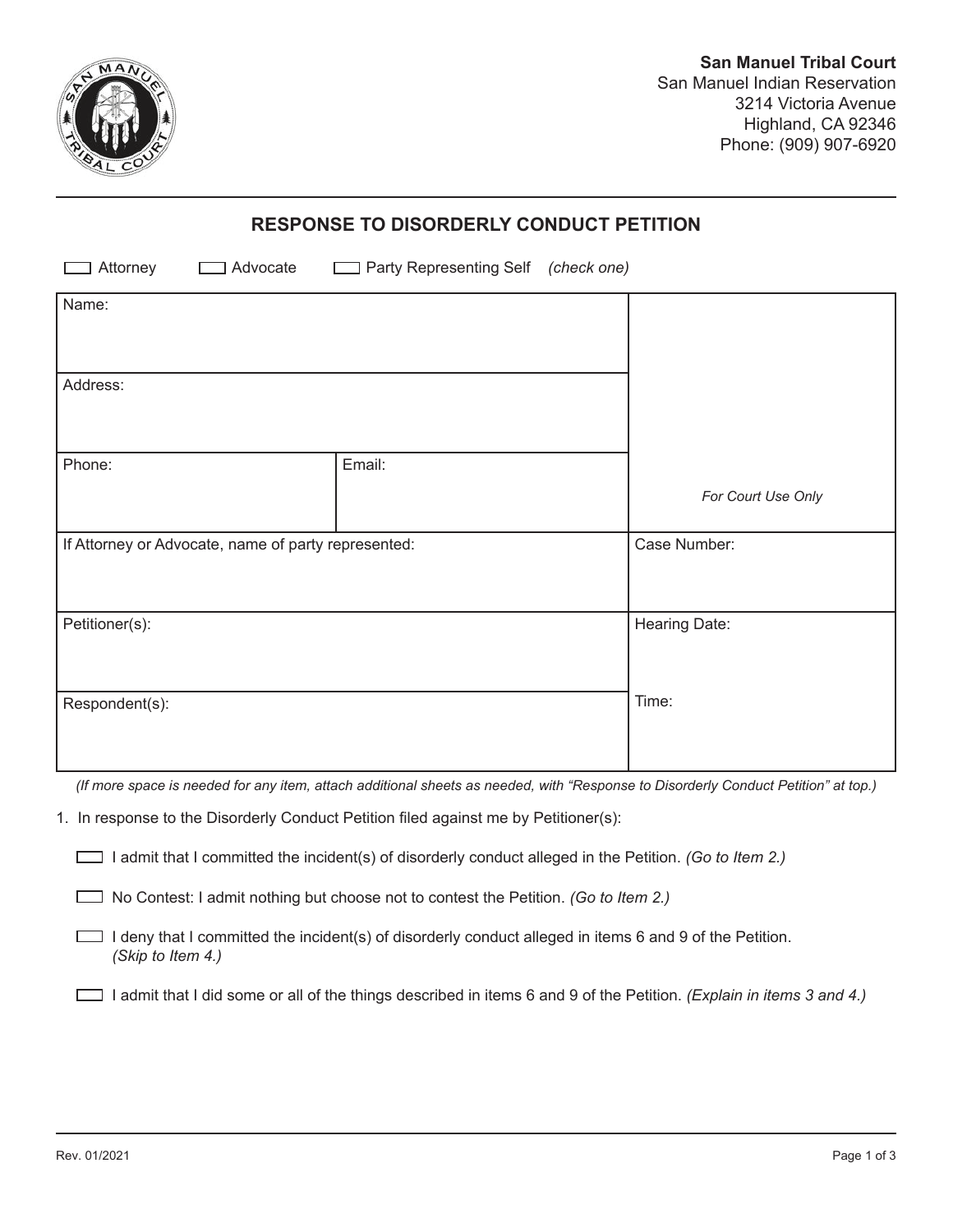**San Manuel Tribal Court**
San Manuel Indian Reservation
3214 Victoria Avenue
Highland, CA 92346
Phone: (909) 907-6920

## RESPONSE TO DISORDERLY CONDUCT PETITION

☐ Attorney ☐ Advocate ☐ Party Representing Self *(check one)*

| | | |
|---|---|---|
| Name: | | *For Court Use Only* |
| Address: | | |
| Phone: | Email: | |
| If Attorney or Advocate, name of party represented: | | Case Number: |
| Petitioner(s): | | Hearing Date: |
| Respondent(s): | | Time: |

*(If more space is needed for any item, attach additional sheets as needed, with "Response to Disorderly Conduct Petition" at top.)*

1. In response to the Disorderly Conduct Petition filed against me by Petitioner(s):

   ☐ I admit that I committed the incident(s) of disorderly conduct alleged in the Petition. *(Go to Item 2.)*

   ☐ No Contest: I admit nothing but choose not to contest the Petition. *(Go to Item 2.)*

   ☐ I deny that I committed the incident(s) of disorderly conduct alleged in items 6 and 9 of the Petition. *(Skip to Item 4.)*

   ☐ I admit that I did some or all of the things described in items 6 and 9 of the Petition. *(Explain in items 3 and 4.)*

Rev. 01/2021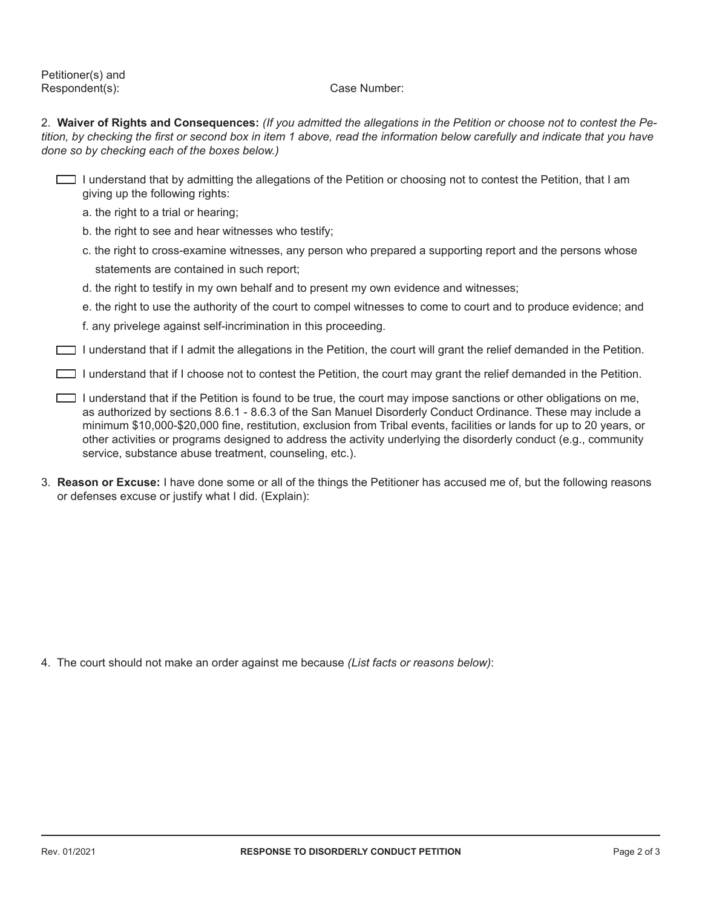Petitioner(s) and
Respondent(s): Case Number:

2. **Waiver of Rights and Consequences:** *(If you admitted the allegations in the Petition or choose not to contest the Petition, by checking the first or second box in item 1 above, read the information below carefully and indicate that you have done so by checking each of the boxes below.)*

- [ ] I understand that by admitting the allegations of the Petition or choosing not to contest the Petition, that I am giving up the following rights:
  - a. the right to a trial or hearing;
  - b. the right to see and hear witnesses who testify;
  - c. the right to cross-examine witnesses, any person who prepared a supporting report and the persons whose statements are contained in such report;
  - d. the right to testify in my own behalf and to present my own evidence and witnesses;
  - e. the right to use the authority of the court to compel witnesses to come to court and to produce evidence; and
  - f. any privelege against self-incrimination in this proceeding.
- [ ] I understand that if I admit the allegations in the Petition, the court will grant the relief demanded in the Petition.
- [ ] I understand that if I choose not to contest the Petition, the court may grant the relief demanded in the Petition.
- [ ] I understand that if the Petition is found to be true, the court may impose sanctions or other obligations on me, as authorized by sections 8.6.1 - 8.6.3 of the San Manuel Disorderly Conduct Ordinance. These may include a minimum $10,000-$20,000 fine, restitution, exclusion from Tribal events, facilities or lands for up to 20 years, or other activities or programs designed to address the activity underlying the disorderly conduct (e.g., community service, substance abuse treatment, counseling, etc.).

3. **Reason or Excuse:** I have done some or all of the things the Petitioner has accused me of, but the following reasons or defenses excuse or justify what I did. (Explain):

4. The court should not make an order against me because *(List facts or reasons below)*: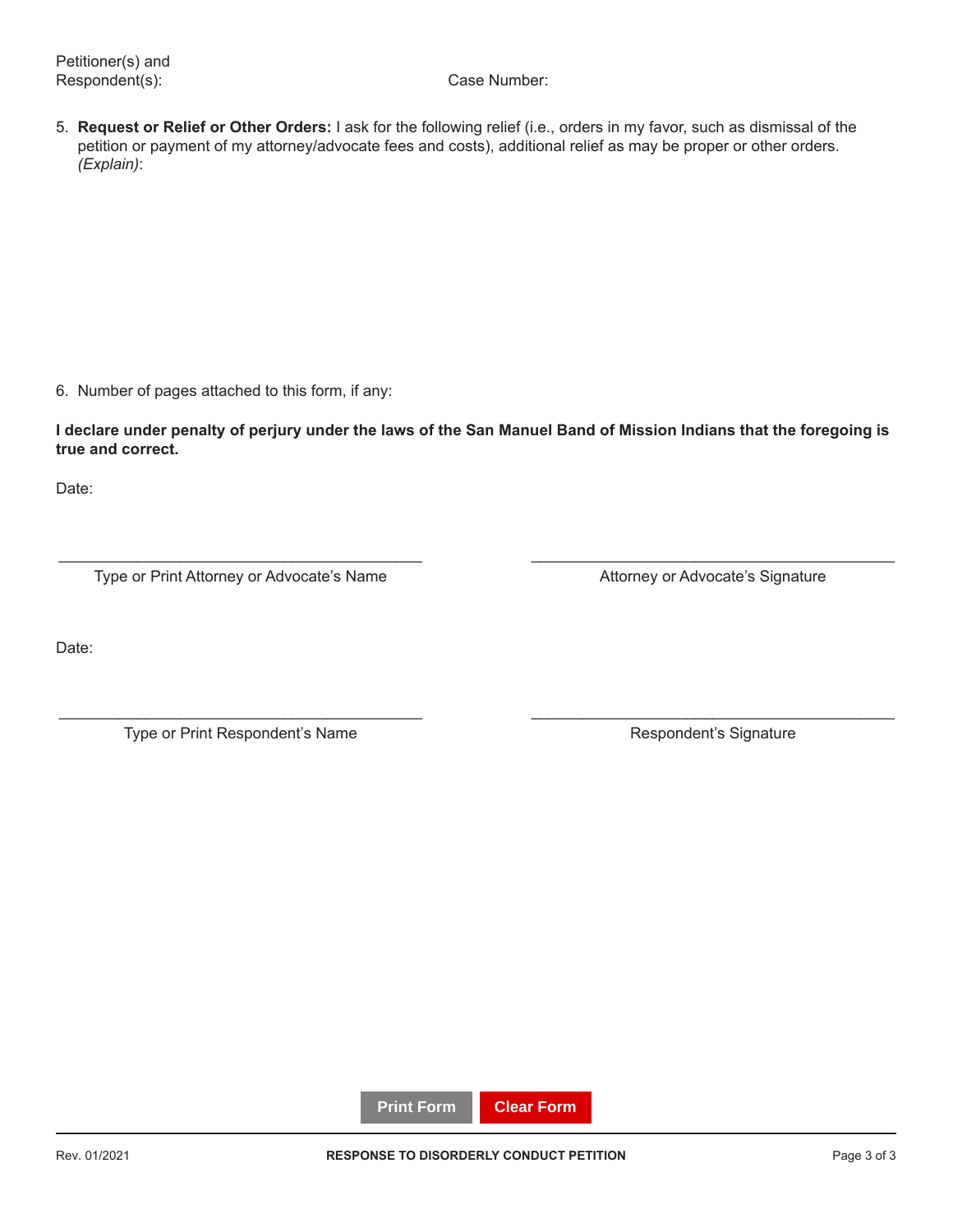Petitioner(s) and
Respondent(s): Case Number:

5. **Request or Relief or Other Orders:** I ask for the following relief (i.e., orders in my favor, such as dismissal of the petition or payment of my attorney/advocate fees and costs), additional relief as may be proper or other orders. *(Explain)*:

6. Number of pages attached to this form, if any:

**I declare under penalty of perjury under the laws of the San Manuel Band of Mission Indians that the foregoing is true and correct.**

Date:

| | |
|---|---|
| ___________________________________ | ___________________________________ |
| Type or Print Attorney or Advocate's Name | Attorney or Advocate's Signature |

Date:

| | |
|---|---|
| ___________________________________ | ___________________________________ |
| Type or Print Respondent's Name | Respondent's Signature |

Print Form Clear Form

Rev. 01/2021 **RESPONSE TO DISORDERLY CONDUCT PETITION**